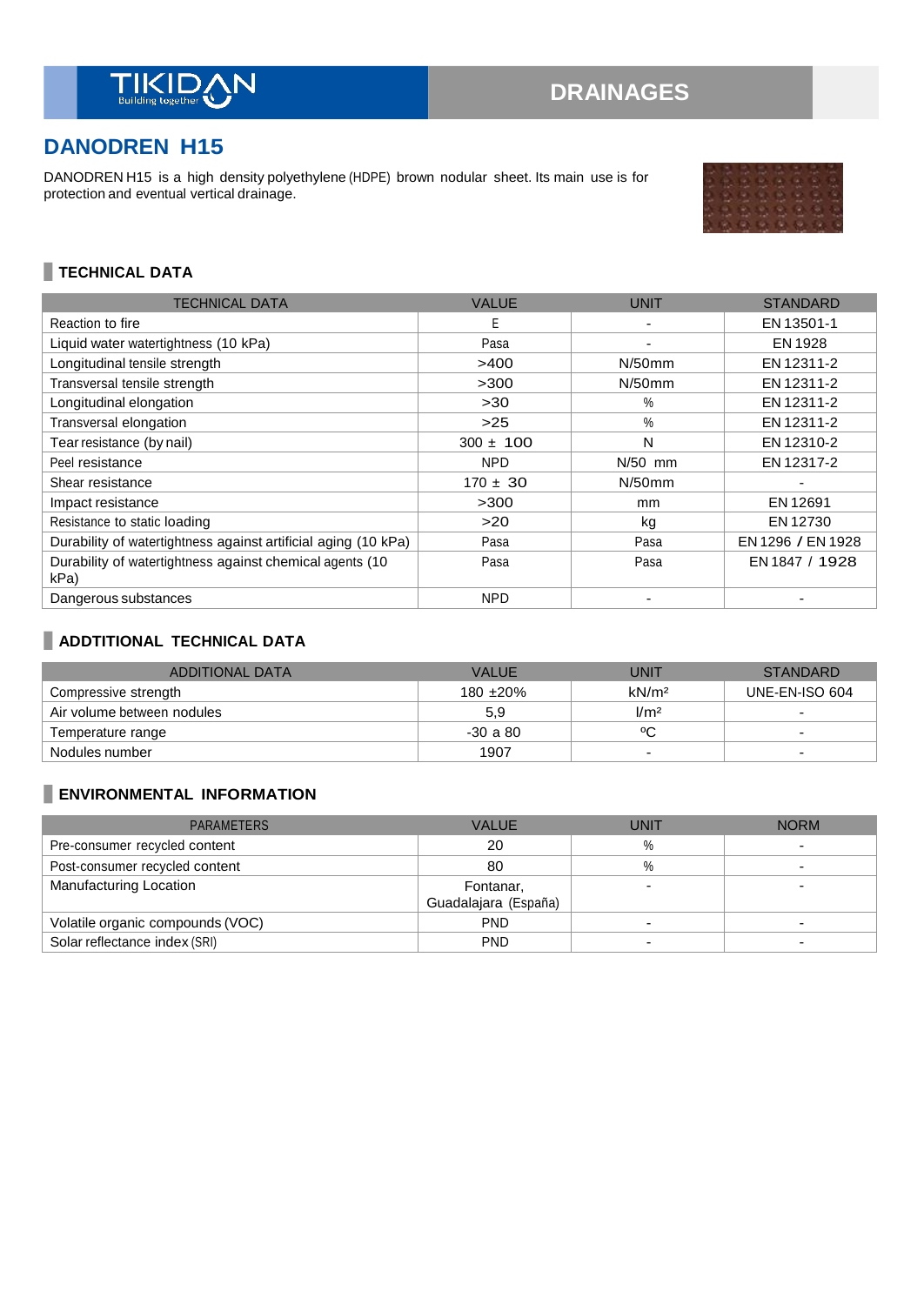TIKIDAN Building together

DRAINAGES

# DANODREN H15

DANODREN H15 is a high density polyethylene (HDPE) brown nodular sheet. Its main use is for protection and eventual vertical drainage.

## TECHNICAL DATA

| TECHNICAL DATA | VALUE | UNIT | STANDARD |
|---|---|---|---|
| Reaction to fire | E | - | EN 13501-1 |
| Liquid water watertightness (10 kPa) | Pasa | - | EN 1928 |
| Longitudinal tensile strength | >400 | N/50mm | EN 12311-2 |
| Transversal tensile strength | >300 | N/50mm | EN 12311-2 |
| Longitudinal elongation | >30 | % | EN 12311-2 |
| Transversal elongation | >25 | % | EN 12311-2 |
| Tear resistance (by nail) | 300 ± 100 | N | EN 12310-2 |
| Peel resistance | NPD | N/50 mm | EN 12317-2 |
| Shear resistance | 170 ± 30 | N/50mm | - |
| Impact resistance | >300 | mm | EN 12691 |
| Resistance to static loading | >20 | kg | EN 12730 |
| Durability of watertightness against artificial aging (10 kPa) | Pasa | Pasa | EN 1296 / EN 1928 |
| Durability of watertightness against chemical agents (10 kPa) | Pasa | Pasa | EN 1847 / 1928 |
| Dangerous substances | NPD | - | - |

## ADDTITIONAL TECHNICAL DATA

| ADDITIONAL DATA | VALUE | UNIT | STANDARD |
|---|---|---|---|
| Compressive strength | 180 ±20% | kN/m² | UNE-EN-ISO 604 |
| Air volume between nodules | 5,9 | l/m² | - |
| Temperature range | -30 a 80 | ºC | - |
| Nodules number | 1907 | - | - |

## ENVIRONMENTAL INFORMATION

| PARAMETERS | VALUE | UNIT | NORM |
|---|---|---|---|
| Pre-consumer recycled content | 20 | % | - |
| Post-consumer recycled content | 80 | % | - |
| Manufacturing Location | Fontanar, Guadalajara (España) | - | - |
| Volatile organic compounds (VOC) | PND | - | - |
| Solar reflectance index (SRI) | PND | - | - |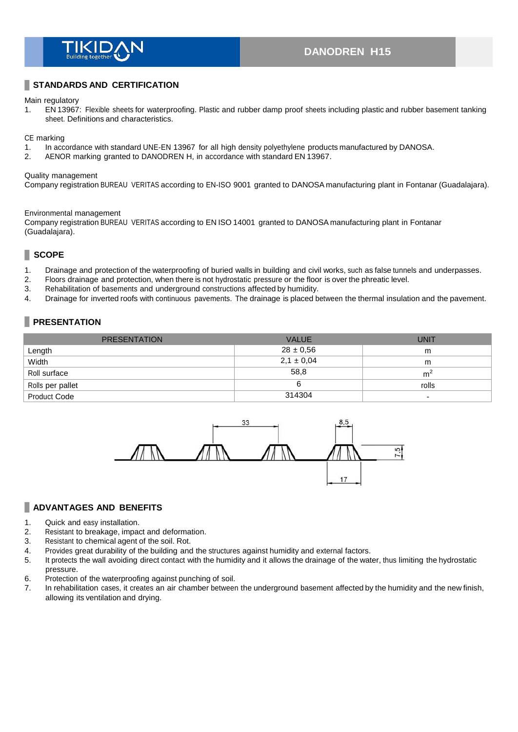## STANDARDS AND CERTIFICATION

Main regulatory

1. EN 13967: Flexible sheets for waterproofing. Plastic and rubber damp proof sheets including plastic and rubber basement tanking sheet. Definitions and characteristics.

CE marking

1. In accordance with standard UNE-EN 13967 for all high density polyethylene products manufactured by DANOSA.
2. AENOR marking granted to DANODREN H, in accordance with standard EN 13967.

Quality management

Company registration BUREAU VERITAS according to EN-ISO 9001 granted to DANOSA manufacturing plant in Fontanar (Guadalajara).

Environmental management

Company registration BUREAU VERITAS according to EN ISO 14001 granted to DANOSA manufacturing plant in Fontanar (Guadalajara).

## SCOPE

1. Drainage and protection of the waterproofing of buried walls in building and civil works, such as false tunnels and underpasses.
2. Floors drainage and protection, when there is not hydrostatic pressure or the floor is over the phreatic level.
3. Rehabilitation of basements and underground constructions affected by humidity.
4. Drainage for inverted roofs with continuous pavements. The drainage is placed between the thermal insulation and the pavement.

## PRESENTATION

| PRESENTATION | VALUE | UNIT |
|---|---|---|
| Length | 28 ± 0,56 | m |
| Width | 2,1 ± 0,04 | m |
| Roll surface | 58,8 | $m^2$ |
| Rolls per pallet | 6 | rolls |
| Product Code | 314304 | - |

## ADVANTAGES AND BENEFITS

1. Quick and easy installation.
2. Resistant to breakage, impact and deformation.
3. Resistant to chemical agent of the soil. Rot.
4. Provides great durability of the building and the structures against humidity and external factors.
5. It protects the wall avoiding direct contact with the humidity and it allows the drainage of the water, thus limiting the hydrostatic pressure.
6. Protection of the waterproofing against punching of soil.
7. In rehabilitation cases, it creates an air chamber between the underground basement affected by the humidity and the new finish, allowing its ventilation and drying.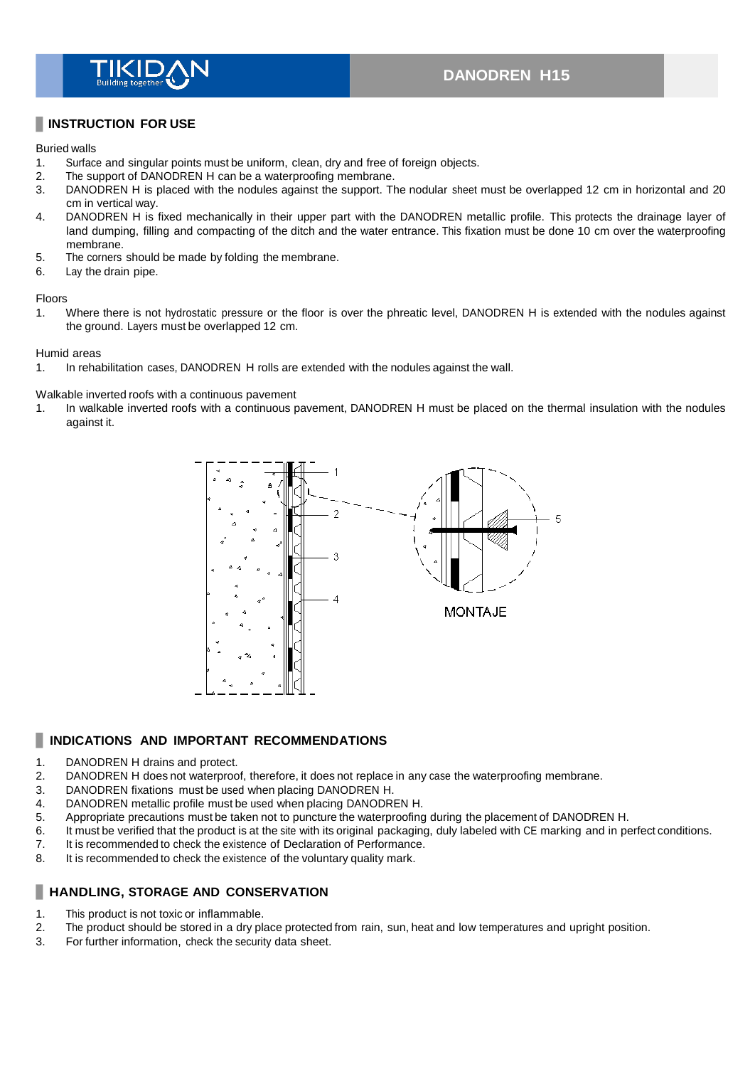## INSTRUCTION FOR USE

Buried walls

1. Surface and singular points must be uniform, clean, dry and free of foreign objects.
2. The support of DANODREN H can be a waterproofing membrane.
3. DANODREN H is placed with the nodules against the support. The nodular sheet must be overlapped 12 cm in horizontal and 20 cm in vertical way.
4. DANODREN H is fixed mechanically in their upper part with the DANODREN metallic profile. This protects the drainage layer of land dumping, filling and compacting of the ditch and the water entrance. This fixation must be done 10 cm over the waterproofing membrane.
5. The corners should be made by folding the membrane.
6. Lay the drain pipe.

Floors

1. Where there is not hydrostatic pressure or the floor is over the phreatic level, DANODREN H is extended with the nodules against the ground. Layers must be overlapped 12 cm.

Humid areas

1. In rehabilitation cases, DANODREN H rolls are extended with the nodules against the wall.

Walkable inverted roofs with a continuous pavement

1. In walkable inverted roofs with a continuous pavement, DANODREN H must be placed on the thermal insulation with the nodules against it.

MONTAJE

## INDICATIONS AND IMPORTANT RECOMMENDATIONS

1. DANODREN H drains and protect.
2. DANODREN H does not waterproof, therefore, it does not replace in any case the waterproofing membrane.
3. DANODREN fixations must be used when placing DANODREN H.
4. DANODREN metallic profile must be used when placing DANODREN H.
5. Appropriate precautions must be taken not to puncture the waterproofing during the placement of DANODREN H.
6. It must be verified that the product is at the site with its original packaging, duly labeled with CE marking and in perfect conditions.
7. It is recommended to check the existence of Declaration of Performance.
8. It is recommended to check the existence of the voluntary quality mark.

## HANDLING, STORAGE AND CONSERVATION

1. This product is not toxic or inflammable.
2. The product should be stored in a dry place protected from rain, sun, heat and low temperatures and upright position.
3. For further information, check the security data sheet.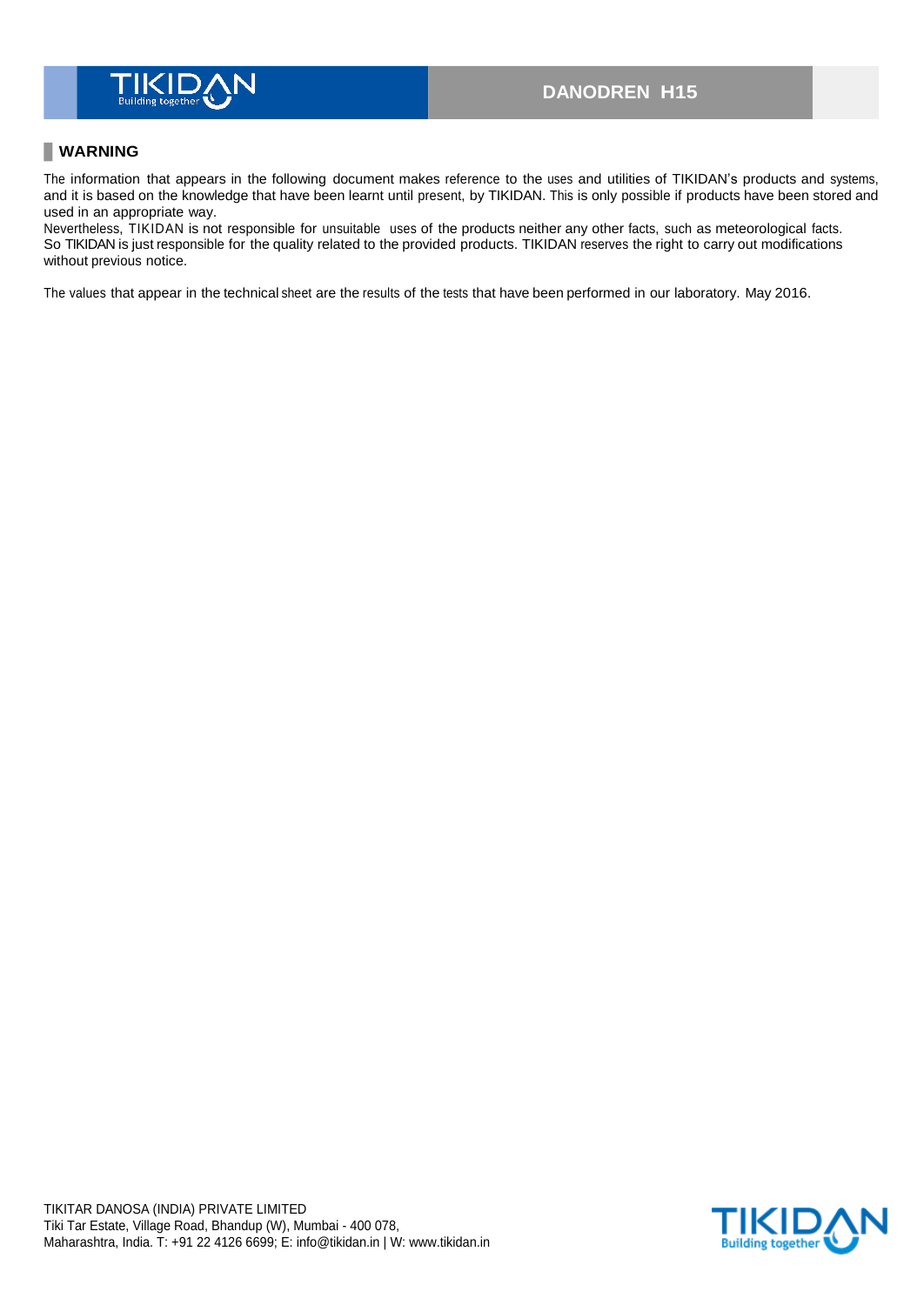## WARNING

The information that appears in the following document makes reference to the uses and utilities of TIKIDAN's products and systems, and it is based on the knowledge that have been learnt until present, by TIKIDAN. This is only possible if products have been stored and used in an appropriate way.
Nevertheless, TIKIDAN is not responsible for unsuitable uses of the products neither any other facts, such as meteorological facts.
So TIKIDAN is just responsible for the quality related to the provided products. TIKIDAN reserves the right to carry out modifications without previous notice.

The values that appear in the technical sheet are the results of the tests that have been performed in our laboratory. May 2016.

TIKITAR DANOSA (INDIA) PRIVATE LIMITED
Tiki Tar Estate, Village Road, Bhandup (W), Mumbai - 400 078,
Maharashtra, India. T: +91 22 4126 6699; E: info@tikidan.in | W: www.tikidan.in